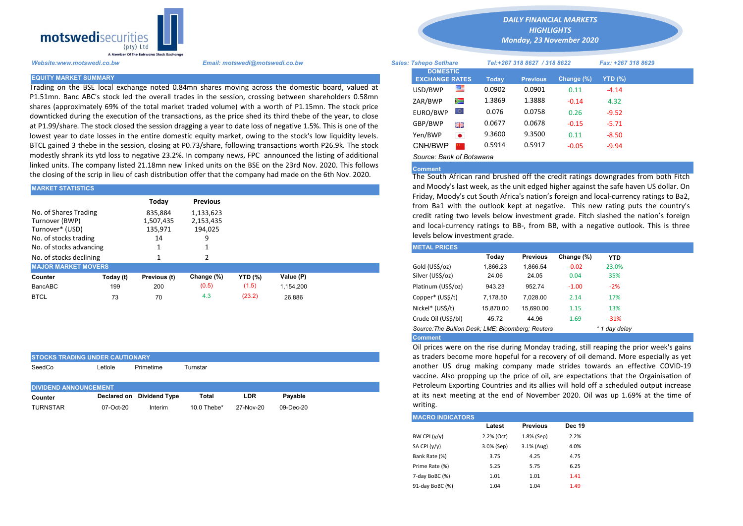motswedisecurities (pty) Ltd
A Member Of The Botswana Stock Exchange

*DAILY FINANCIAL MARKETS HIGHLIGHTS*
*Monday, 23 November 2020*

*Website:www.motswedi.co.bw* | *Email: motswedi@motswedi.co.bw* | *Sales: Tshepo Setlhare* | *Tel:+267 318 8627 / 318 8622* | *Fax: +267 318 8629*

## EQUITY MARKET SUMMARY

Trading on the BSE local exchange noted 0.84mn shares moving across the domestic board, valued at P1.51mn. Banc ABC's stock led the overall trades in the session, crossing between shareholders 0.58mn shares (approximately 69% of the total market traded volume) with a worth of P1.15mn. The stock price downticked during the execution of the transactions, as the price shed its third thebe of the year, to close at P1.99/share. The stock closed the session dragging a year to date loss of negative 1.5%. This is one of the lowest year to date losses in the entire domestic equity market, owing to the stock's low liquidity levels. BTCL gained 3 thebe in the session, closing at P0.73/share, following transactions worth P26.9k. The stock modestly shrank its ytd loss to negative 23.2%. In company news, FPC announced the listing of additional linked units. The company listed 21.18mn new linked units on the BSE on the 23rd Nov. 2020. This follows the closing of the scrip in lieu of cash distribution offer that the company had made on the 6th Nov. 2020.

## MARKET STATISTICS

| | Today | Previous |
|---|---|---|
| No. of Shares Trading | 835,884 | 1,133,623 |
| Turnover (BWP) | 1,507,435 | 2,153,435 |
| Turnover* (USD) | 135,971 | 194,025 |
| No. of stocks trading | 14 | 9 |
| No. of stocks advancing | 1 | 1 |
| No. of stocks declining | 1 | 2 |

## MAJOR MARKET MOVERS

| Counter | Today (t) | Previous (t) | Change (%) | YTD (%) | Value (P) |
|---|---|---|---|---|---|
| BancABC | 199 | 200 | (0.5) | (1.5) | 1,154,200 |
| BTCL | 73 | 70 | 4.3 | (23.2) | 26,886 |

## STOCKS TRADING UNDER CAUTIONARY

| SeedCo | Letlole | Primetime | Turnstar |
|---|---|---|---|

## DIVIDEND ANNOUNCEMENT

| Counter | Declared on | Dividend Type | Total | LDR | Payable |
|---|---|---|---|---|---|
| TURNSTAR | 07-Oct-20 | Interim | 10.0 Thebe* | 27-Nov-20 | 09-Dec-20 |

## DOMESTIC EXCHANGE RATES

| | Today | Previous | Change (%) | YTD (%) |
|---|---|---|---|---|
| USD/BWP | 0.0902 | 0.0901 | 0.11 | -4.14 |
| ZAR/BWP | 1.3869 | 1.3888 | -0.14 | 4.32 |
| EURO/BWP | 0.076 | 0.0758 | 0.26 | -9.52 |
| GBP/BWP | 0.0677 | 0.0678 | -0.15 | -5.71 |
| Yen/BWP | 9.3600 | 9.3500 | 0.11 | -8.50 |
| CNH/BWP | 0.5914 | 0.5917 | -0.05 | -9.94 |

*Source: Bank of Botswana*

**Comment**

The South African rand brushed off the credit ratings downgrades from both Fitch and Moody's last week, as the unit edged higher against the safe haven US dollar. On Friday, Moody's cut South Africa's nation's foreign and local-currency ratings to Ba2, from Ba1 with the outlook kept at negative. This new rating puts the country's credit rating two levels below investment grade. Fitch slashed the nation's foreign and local-currency ratings to BB-, from BB, with a negative outlook. This is three levels below investment grade.

## METAL PRICES

| | Today | Previous | Change (%) | YTD |
|---|---|---|---|---|
| Gold (US$/oz) | 1,866.23 | 1,866.54 | -0.02 | 23.0% |
| Silver (US$/oz) | 24.06 | 24.05 | 0.04 | 35% |
| Platinum (US$/oz) | 943.23 | 952.74 | -1.00 | -2% |
| Copper* (US$/t) | 7,178.50 | 7,028.00 | 2.14 | 17% |
| Nickel* (US$/t) | 15,870.00 | 15,690.00 | 1.15 | 13% |
| Crude Oil (US$/bl) | 45.72 | 44.96 | 1.69 | -31% |

*Source:The Bullion Desk; LME; Bloomberg; Reuters* | *\* 1 day delay*

**Comment**

Oil prices were on the rise during Monday trading, still reaping the prior week's gains as traders become more hopeful for a recovery of oil demand. More especially as yet another US drug making company made strides towards an effective COVID-19 vaccine. Also propping up the price of oil, are expectations that the Orgainisation of Petroleum Exporting Countries and its allies will hold off a scheduled output increase at its next meeting at the end of November 2020. Oil was up 1.69% at the time of writing.

## MACRO INDICATORS

| | Latest | Previous | Dec 19 |
|---|---|---|---|
| BW CPI (y/y) | 2.2% (Oct) | 1.8% (Sep) | 2.2% |
| SA CPI (y/y) | 3.0% (Sep) | 3.1% (Aug) | 4.0% |
| Bank Rate (%) | 3.75 | 4.25 | 4.75 |
| Prime Rate (%) | 5.25 | 5.75 | 6.25 |
| 7-day BoBC (%) | 1.01 | 1.01 | 1.41 |
| 91-day BoBC (%) | 1.04 | 1.04 | 1.49 |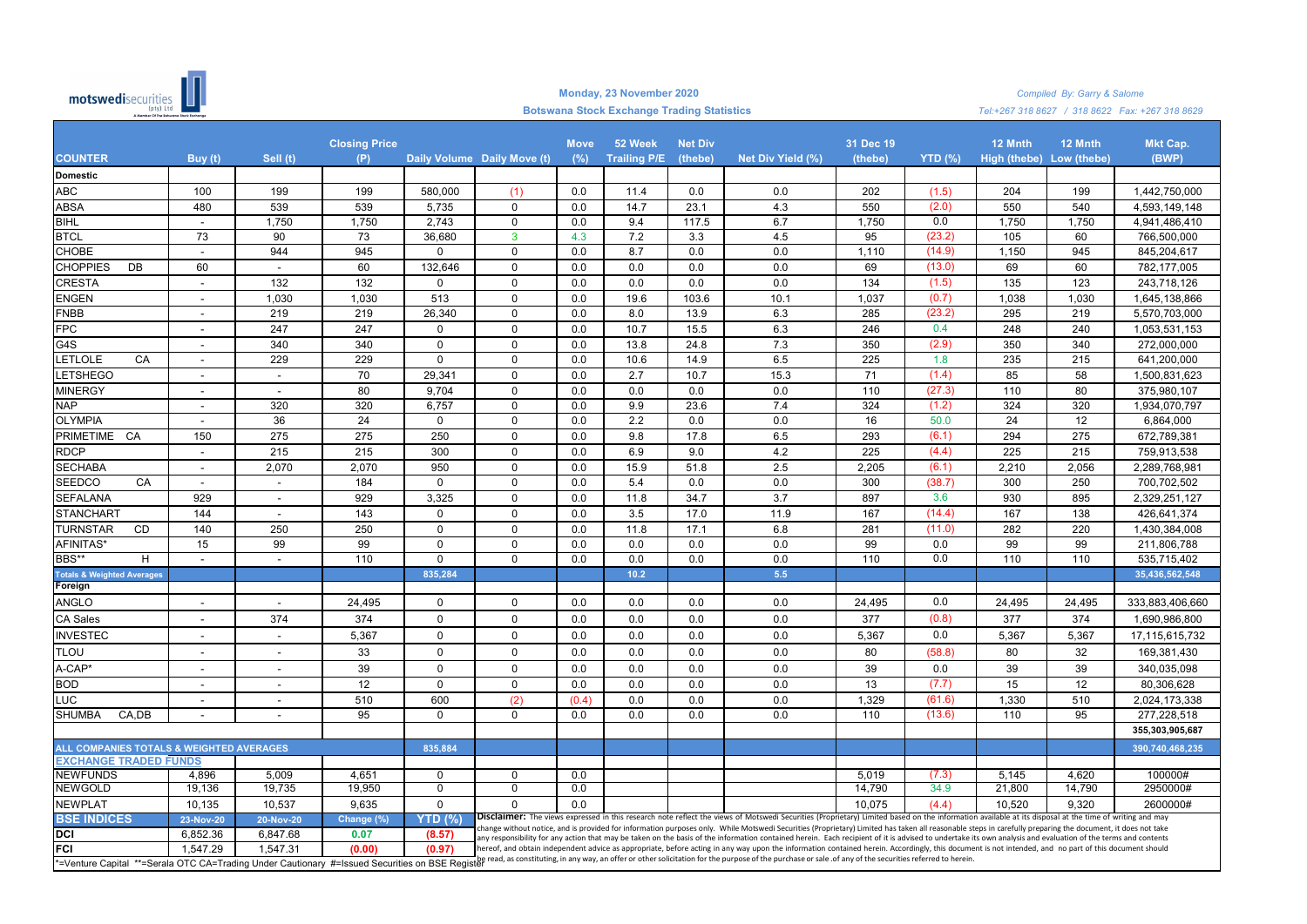motswedisecurities (pty) Ltd
A Member Of The Botswana Stock Exchange

**Monday, 23 November 2020**

**Botswana Stock Exchange Trading Statistics**

*Compiled By: Garry & Salome*

*Tel:+267 318 8627 / 318 8622 Fax: +267 318 8629*

| COUNTER | Buy (t) | Sell (t) | Closing Price (P) | Daily Volume | Daily Move (t) | Move (%) | 52 Week Trailing P/E | Net Div (thebe) | Net Div Yield (%) | 31 Dec 19 (thebe) | YTD (%) | 12 Mnth High (thebe) | 12 Mnth Low (thebe) | Mkt Cap. (BWP) |
|---|---|---|---|---|---|---|---|---|---|---|---|---|---|---|
| **Domestic** | | | | | | | | | | | | | | |
| ABC | 100 | 199 | 199 | 580,000 | (1) | 0.0 | 11.4 | 0.0 | 0.0 | 202 | (1.5) | 204 | 199 | 1,442,750,000 |
| ABSA | 480 | 539 | 539 | 5,735 | 0 | 0.0 | 14.7 | 23.1 | 4.3 | 550 | (2.0) | 550 | 540 | 4,593,149,148 |
| BIHL | - | 1,750 | 1,750 | 2,743 | 0 | 0.0 | 9.4 | 117.5 | 6.7 | 1,750 | 0.0 | 1,750 | 1,750 | 4,941,486,410 |
| BTCL | 73 | 90 | 73 | 36,680 | 3 | 4.3 | 7.2 | 3.3 | 4.5 | 95 | (23.2) | 105 | 60 | 766,500,000 |
| CHOBE | - | 944 | 945 | 0 | 0 | 0.0 | 8.7 | 0.0 | 0.0 | 1,110 | (14.9) | 1,150 | 945 | 845,204,617 |
| CHOPPIES DB | 60 | - | 60 | 132,646 | 0 | 0.0 | 0.0 | 0.0 | 0.0 | 69 | (13.0) | 69 | 60 | 782,177,005 |
| CRESTA | - | 132 | 132 | 0 | 0 | 0.0 | 0.0 | 0.0 | 0.0 | 134 | (1.5) | 135 | 123 | 243,718,126 |
| ENGEN | - | 1,030 | 1,030 | 513 | 0 | 0.0 | 19.6 | 103.6 | 10.1 | 1,037 | (0.7) | 1,038 | 1,030 | 1,645,138,866 |
| FNBB | - | 219 | 219 | 26,340 | 0 | 0.0 | 8.0 | 13.9 | 6.3 | 285 | (23.2) | 295 | 219 | 5,570,703,000 |
| FPC | - | 247 | 247 | 0 | 0 | 0.0 | 10.7 | 15.5 | 6.3 | 246 | 0.4 | 248 | 240 | 1,053,531,153 |
| G4S | - | 340 | 340 | 0 | 0 | 0.0 | 13.8 | 24.8 | 7.3 | 350 | (2.9) | 350 | 340 | 272,000,000 |
| LETLOLE CA | - | 229 | 229 | 0 | 0 | 0.0 | 10.6 | 14.9 | 6.5 | 225 | 1.8 | 235 | 215 | 641,200,000 |
| LETSHEGO | - | - | 70 | 29,341 | 0 | 0.0 | 2.7 | 10.7 | 15.3 | 71 | (1.4) | 85 | 58 | 1,500,831,623 |
| MINERGY | - | - | 80 | 9,704 | 0 | 0.0 | 0.0 | 0.0 | 0.0 | 110 | (27.3) | 110 | 80 | 375,980,107 |
| NAP | - | 320 | 320 | 6,757 | 0 | 0.0 | 9.9 | 23.6 | 7.4 | 324 | (1.2) | 324 | 320 | 1,934,070,797 |
| OLYMPIA | - | 36 | 24 | 0 | 0 | 0.0 | 2.2 | 0.0 | 0.0 | 16 | 50.0 | 24 | 12 | 6,864,000 |
| PRIMETIME CA | 150 | 275 | 275 | 250 | 0 | 0.0 | 9.8 | 17.8 | 6.5 | 293 | (6.1) | 294 | 275 | 672,789,381 |
| RDCP | - | 215 | 215 | 300 | 0 | 0.0 | 6.9 | 9.0 | 4.2 | 225 | (4.4) | 225 | 215 | 759,913,538 |
| SECHABA | - | 2,070 | 2,070 | 950 | 0 | 0.0 | 15.9 | 51.8 | 2.5 | 2,205 | (6.1) | 2,210 | 2,056 | 2,289,768,981 |
| SEEDCO CA | - | - | 184 | 0 | 0 | 0.0 | 5.4 | 0.0 | 0.0 | 300 | (38.7) | 300 | 250 | 700,702,502 |
| SEFALANA | 929 | - | 929 | 3,325 | 0 | 0.0 | 11.8 | 34.7 | 3.7 | 897 | 3.6 | 930 | 895 | 2,329,251,127 |
| STANCHART | 144 | - | 143 | 0 | 0 | 0.0 | 3.5 | 17.0 | 11.9 | 167 | (14.4) | 167 | 138 | 426,641,374 |
| TURNSTAR CD | 140 | 250 | 250 | 0 | 0 | 0.0 | 11.8 | 17.1 | 6.8 | 281 | (11.0) | 282 | 220 | 1,430,384,008 |
| AFINITAS* | 15 | 99 | 99 | 0 | 0 | 0.0 | 0.0 | 0.0 | 0.0 | 99 | 0.0 | 99 | 99 | 211,806,788 |
| BBS** H | - | - | 110 | 0 | 0 | 0.0 | 0.0 | 0.0 | 0.0 | 110 | 0.0 | 110 | 110 | 535,715,402 |
| **Totals & Weighted Averages** | | | | 835,284 | | | 10.2 | | 5.5 | | | | | 35,436,562,548 |
| **Foreign** | | | | | | | | | | | | | | |
| ANGLO | - | - | 24,495 | 0 | 0 | 0.0 | 0.0 | 0.0 | 0.0 | 24,495 | 0.0 | 24,495 | 24,495 | 333,883,406,660 |
| CA Sales | - | 374 | 374 | 0 | 0 | 0.0 | 0.0 | 0.0 | 0.0 | 377 | (0.8) | 377 | 374 | 1,690,986,800 |
| INVESTEC | - | - | 5,367 | 0 | 0 | 0.0 | 0.0 | 0.0 | 0.0 | 5,367 | 0.0 | 5,367 | 5,367 | 17,115,615,732 |
| TLOU | - | - | 33 | 0 | 0 | 0.0 | 0.0 | 0.0 | 0.0 | 80 | (58.8) | 80 | 32 | 169,381,430 |
| A-CAP* | - | - | 39 | 0 | 0 | 0.0 | 0.0 | 0.0 | 0.0 | 39 | 0.0 | 39 | 39 | 340,035,098 |
| BOD | - | - | 12 | 0 | 0 | 0.0 | 0.0 | 0.0 | 0.0 | 13 | (7.7) | 15 | 12 | 80,306,628 |
| LUC | - | - | 510 | 600 | (2) | (0.4) | 0.0 | 0.0 | 0.0 | 1,329 | (61.6) | 1,330 | 510 | 2,024,173,338 |
| SHUMBA CA,DB | - | - | 95 | 0 | 0 | 0.0 | 0.0 | 0.0 | 0.0 | 110 | (13.6) | 110 | 95 | 277,228,518 |
| | | | | | | | | | | | | | | 355,303,905,687 |
| **ALL COMPANIES TOTALS & WEIGHTED AVERAGES** | | | | 835,884 | | | | | | | | | | 390,740,468,235 |
| **EXCHANGE TRADED FUNDS** | | | | | | | | | | | | | | |
| NEWFUNDS | 4,896 | 5,009 | 4,651 | 0 | 0 | 0.0 | | | | 5,019 | (7.3) | 5,145 | 4,620 | 100000# |
| NEWGOLD | 19,136 | 19,735 | 19,950 | 0 | 0 | 0.0 | | | | 14,790 | 34.9 | 21,800 | 14,790 | 2950000# |
| NEWPLAT | 10,135 | 10,537 | 9,635 | 0 | 0 | 0.0 | | | | 10,075 | (4.4) | 10,520 | 9,320 | 2600000# |

| BSE INDICES | 23-Nov-20 | 20-Nov-20 | Change (%) | YTD (%) |
|---|---|---|---|---|
| DCI | 6,852.36 | 6,847.68 | 0.07 | (8.57) |
| FCI | 1,547.29 | 1,547.31 | (0.00) | (0.97) |

*=Venture Capital **=Serala OTC CA=Trading Under Cautionary #=Issued Securities on BSE Register

**Disclaimer:** The views expressed in this research note reflect the views of Motswedi Securities (Proprietary) Limited based on the information available at its disposal at the time of writing and may change without notice, and is provided for information purposes only. While Motswedi Securities (Proprietary) Limited has taken all reasonable steps in carefully preparing the document, it does not take any responsibility for any action that may be taken on the basis of the information contained herein. Each recipient of it is advised to undertake its own analysis and evaluation of the terms and contents hereof, and obtain independent advice as appropriate, before acting in any way upon the information contained herein. Accordingly, this document is not intended, and no part of this document should be read, as constituting, in any way, an offer or other solicitation for the purpose of the purchase or sale .of any of the securities referred to herein.